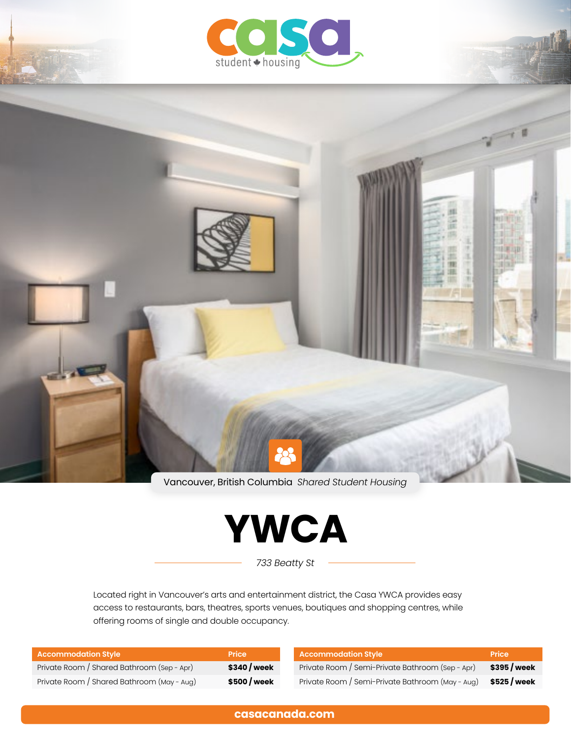casa student housing

Vancouver, British Columbia *Shared Student Housing*

# YWCA

*733 Beatty St*

Located right in Vancouver's arts and entertainment district, the Casa YWCA provides easy access to restaurants, bars, theatres, sports venues, boutiques and shopping centres, while offering rooms of single and double occupancy.

| Accommodation Style | Price |
|---|---|
| Private Room / Shared Bathroom (Sep - Apr) | **$340 / week** |
| Private Room / Shared Bathroom (May - Aug) | **$500 / week** |

| Accommodation Style | Price |
|---|---|
| Private Room / Semi-Private Bathroom (Sep - Apr) | **$395 / week** |
| Private Room / Semi-Private Bathroom (May - Aug) | **$525 / week** |

**casacanada.com**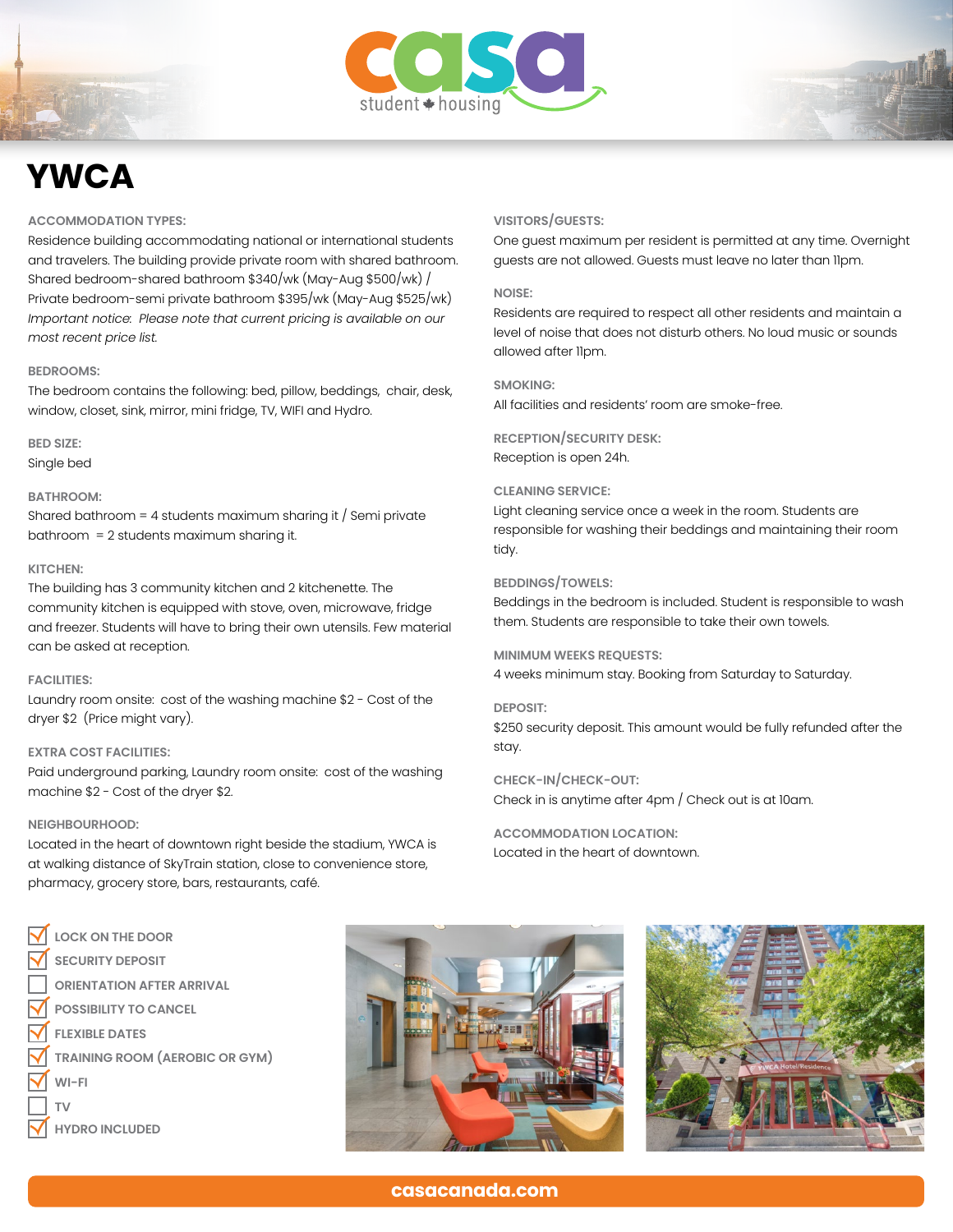# YWCA

**ACCOMMODATION TYPES:**

Residence building accommodating national or international students and travelers. The building provide private room with shared bathroom. Shared bedroom-shared bathroom $340/wk (May-Aug $500/wk) / Private bedroom-semi private bathroom $395/wk (May-Aug $525/wk) *Important notice: Please note that current pricing is available on our most recent price list.*

**BEDROOMS:**

The bedroom contains the following: bed, pillow, beddings, chair, desk, window, closet, sink, mirror, mini fridge, TV, WIFI and Hydro.

**BED SIZE:**

Single bed

**BATHROOM:**

Shared bathroom = 4 students maximum sharing it / Semi private bathroom = 2 students maximum sharing it.

**KITCHEN:**

The building has 3 community kitchen and 2 kitchenette. The community kitchen is equipped with stove, oven, microwave, fridge and freezer. Students will have to bring their own utensils. Few material can be asked at reception.

**FACILITIES:**

Laundry room onsite: cost of the washing machine $2 - Cost of the dryer $2 (Price might vary).

**EXTRA COST FACILITIES:**

Paid underground parking, Laundry room onsite: cost of the washing machine $2 - Cost of the dryer $2.

**NEIGHBOURHOOD:**

Located in the heart of downtown right beside the stadium, YWCA is at walking distance of SkyTrain station, close to convenience store, pharmacy, grocery store, bars, restaurants, café.

**VISITORS/GUESTS:**

One guest maximum per resident is permitted at any time. Overnight guests are not allowed. Guests must leave no later than 11pm.

**NOISE:**

Residents are required to respect all other residents and maintain a level of noise that does not disturb others. No loud music or sounds allowed after 11pm.

**SMOKING:**

All facilities and residents' room are smoke-free.

**RECEPTION/SECURITY DESK:**

Reception is open 24h.

**CLEANING SERVICE:**

Light cleaning service once a week in the room. Students are responsible for washing their beddings and maintaining their room tidy.

**BEDDINGS/TOWELS:**

Beddings in the bedroom is included. Student is responsible to wash them. Students are responsible to take their own towels.

**MINIMUM WEEKS REQUESTS:**

4 weeks minimum stay. Booking from Saturday to Saturday.

**DEPOSIT:**

$250 security deposit. This amount would be fully refunded after the stay.

**CHECK-IN/CHECK-OUT:**

Check in is anytime after 4pm / Check out is at 10am.

**ACCOMMODATION LOCATION:**

Located in the heart of downtown.

- [x] LOCK ON THE DOOR
- [x] SECURITY DEPOSIT
- [ ] ORIENTATION AFTER ARRIVAL
- [x] POSSIBILITY TO CANCEL
- [x] FLEXIBLE DATES
- [x] TRAINING ROOM (AEROBIC OR GYM)
- [x] WI-FI
- [ ] TV
- [x] HYDRO INCLUDED

casacanada.com